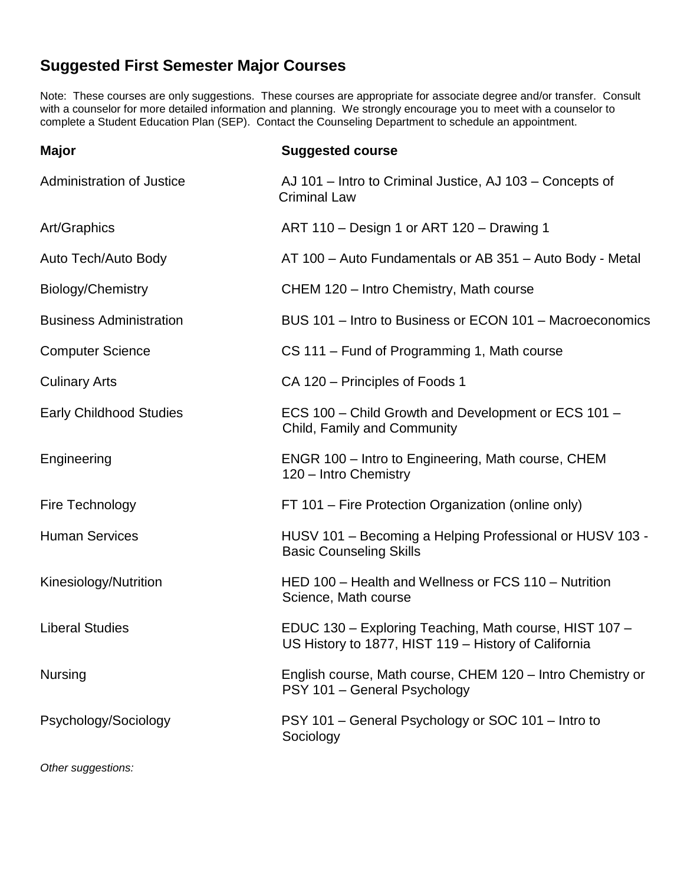## Suggested First Semester Major Courses

Note: These courses are only suggestions. These courses are appropriate for associate degree and/or transfer. Consult with a counselor for more detailed information and planning. We strongly encourage you to meet with a counselor to complete a Student Education Plan (SEP). Contact the Counseling Department to schedule an appointment.

| Major | Suggested course |
|---|---|
| Administration of Justice | AJ 101 – Intro to Criminal Justice, AJ 103 – Concepts of Criminal Law |
| Art/Graphics | ART 110 – Design 1 or ART 120 – Drawing 1 |
| Auto Tech/Auto Body | AT 100 – Auto Fundamentals or AB 351 – Auto Body - Metal |
| Biology/Chemistry | CHEM 120 – Intro Chemistry, Math course |
| Business Administration | BUS 101 – Intro to Business or ECON 101 – Macroeconomics |
| Computer Science | CS 111 – Fund of Programming 1, Math course |
| Culinary Arts | CA 120 – Principles of Foods 1 |
| Early Childhood Studies | ECS 100 – Child Growth and Development or ECS 101 – Child, Family and Community |
| Engineering | ENGR 100 – Intro to Engineering, Math course, CHEM 120 – Intro Chemistry |
| Fire Technology | FT 101 – Fire Protection Organization (online only) |
| Human Services | HUSV 101 – Becoming a Helping Professional or HUSV 103 - Basic Counseling Skills |
| Kinesiology/Nutrition | HED 100 – Health and Wellness or FCS 110 – Nutrition Science, Math course |
| Liberal Studies | EDUC 130 – Exploring Teaching, Math course, HIST 107 – US History to 1877, HIST 119 – History of California |
| Nursing | English course, Math course, CHEM 120 – Intro Chemistry or PSY 101 – General Psychology |
| Psychology/Sociology | PSY 101 – General Psychology or SOC 101 – Intro to Sociology |

*Other suggestions:*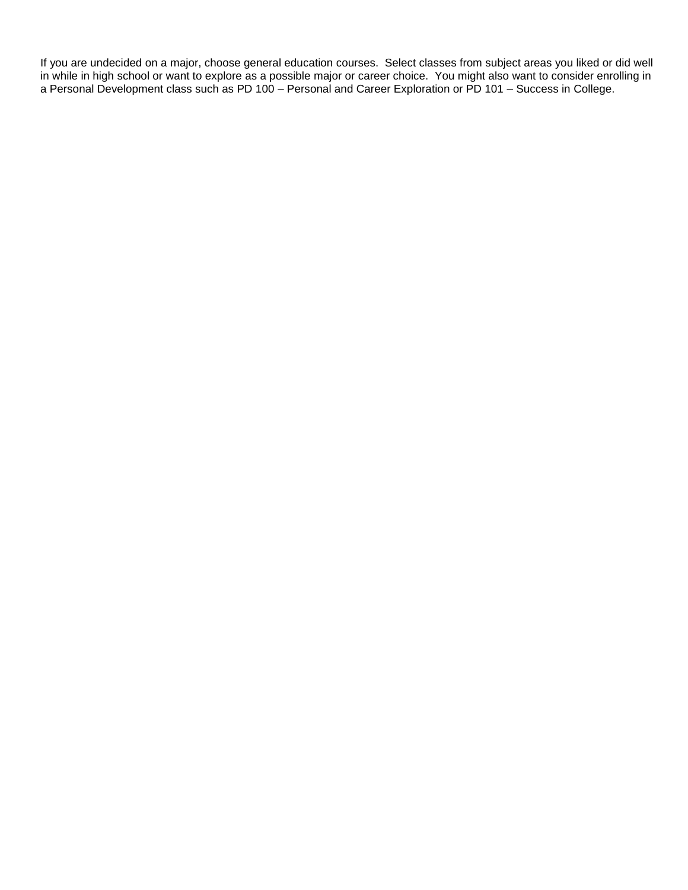If you are undecided on a major, choose general education courses. Select classes from subject areas you liked or did well in while in high school or want to explore as a possible major or career choice. You might also want to consider enrolling in a Personal Development class such as PD 100 – Personal and Career Exploration or PD 101 – Success in College.